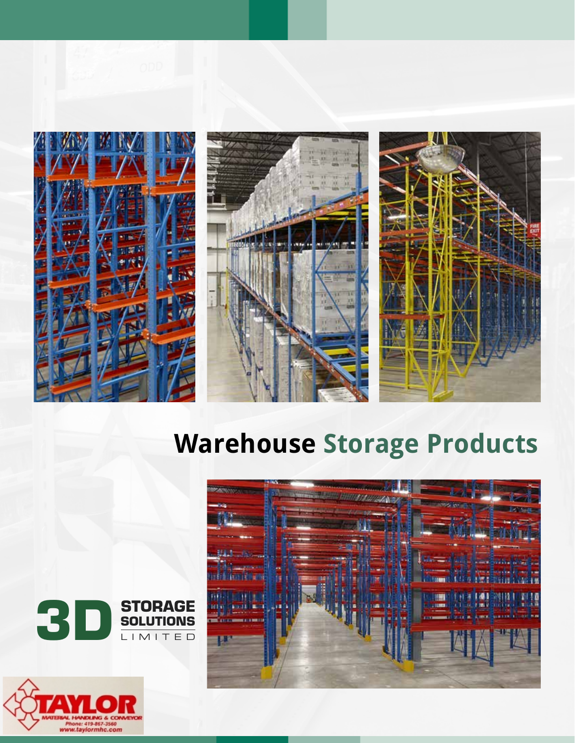# Warehouse Storage Products

3D STORAGE SOLUTIONS LIMITED

TAYLOR MATERIAL HANDLING & CONVEYOR
Phone: 419-867-3560
www.taylormhc.com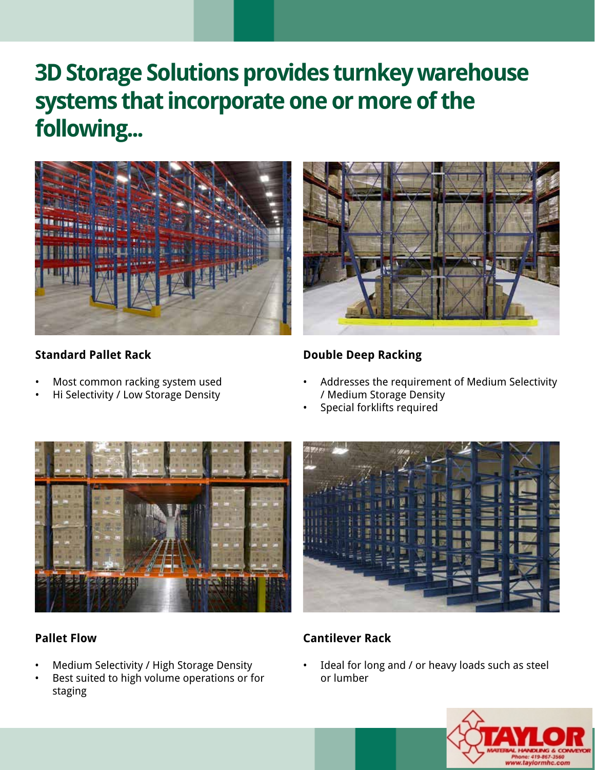# 3D Storage Solutions provides turnkey warehouse systems that incorporate one or more of the following...

**Standard Pallet Rack**

- Most common racking system used
- Hi Selectivity / Low Storage Density

**Double Deep Racking**

- Addresses the requirement of Medium Selectivity / Medium Storage Density
- Special forklifts required

**Pallet Flow**

- Medium Selectivity / High Storage Density
- Best suited to high volume operations or for staging

**Cantilever Rack**

- Ideal for long and / or heavy loads such as steel or lumber

TAYLOR MATERIAL HANDLING & CONVEYOR
Phone: 419-867-3560
www.taylormhc.com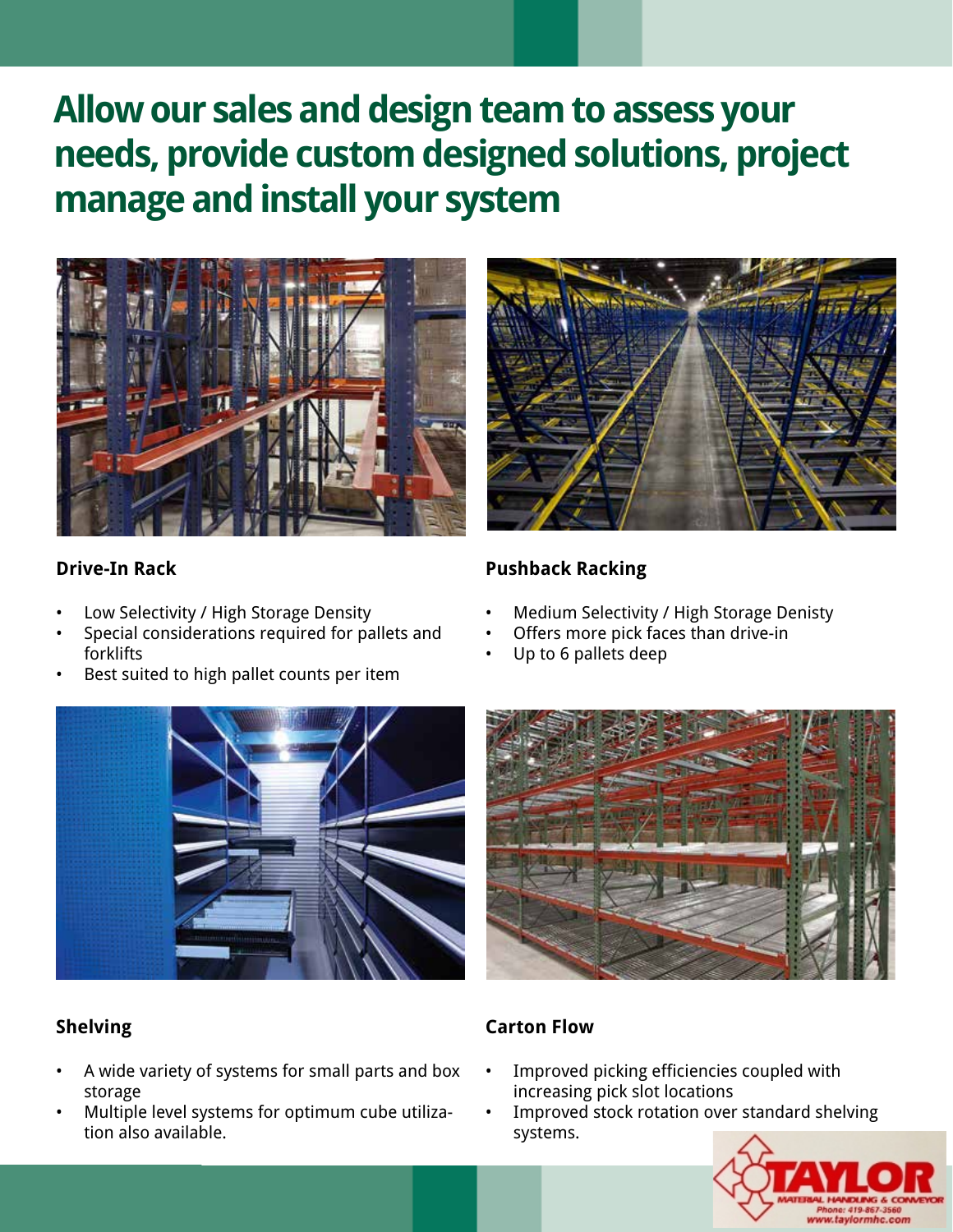# Allow our sales and design team to assess your needs, provide custom designed solutions, project manage and install your system

### Drive-In Rack

- Low Selectivity / High Storage Density
- Special considerations required for pallets and forklifts
- Best suited to high pallet counts per item

### Pushback Racking

- Medium Selectivity / High Storage Denisty
- Offers more pick faces than drive-in
- Up to 6 pallets deep

### Shelving

- A wide variety of systems for small parts and box storage
- Multiple level systems for optimum cube utilization also available.

### Carton Flow

- Improved picking efficiencies coupled with increasing pick slot locations
- Improved stock rotation over standard shelving systems.

TAYLOR
MATERIAL HANDLING & CONVEYOR
Phone: 419-867-3560
www.taylormhc.com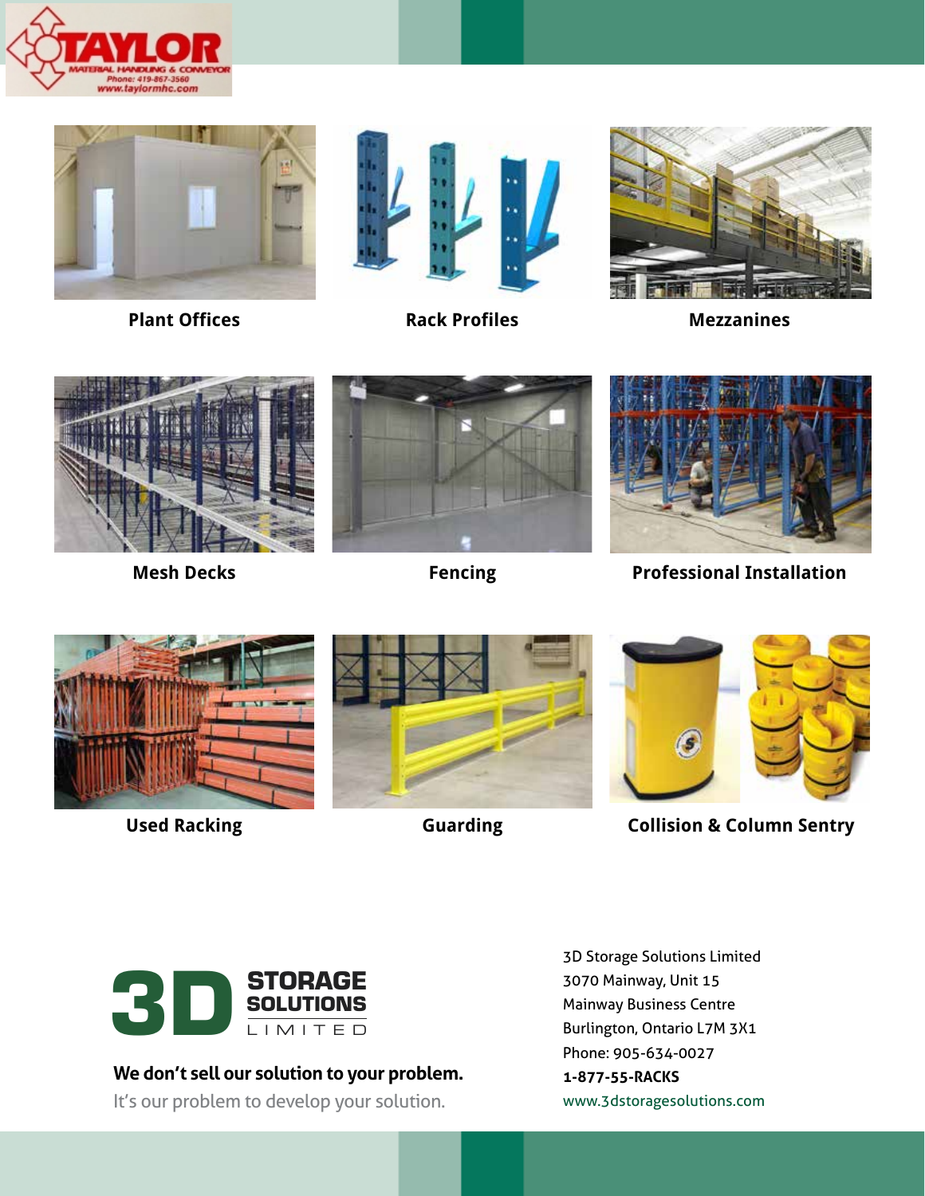TAYLOR
MATERIAL HANDLING & CONVEYOR
Phone: 419-867-3560
www.taylormhc.com

**Plant Offices**

**Rack Profiles**

**Mezzanines**

**Mesh Decks**

**Fencing**

**Professional Installation**

**Used Racking**

**Guarding**

**Collision & Column Sentry**

3D STORAGE SOLUTIONS LIMITED

**We don't sell our solution to your problem.**

It's our problem to develop your solution.

3D Storage Solutions Limited
3070 Mainway, Unit 15
Mainway Business Centre
Burlington, Ontario L7M 3X1
Phone: 905-634-0027
**1-877-55-RACKS**
www.3dstoragesolutions.com